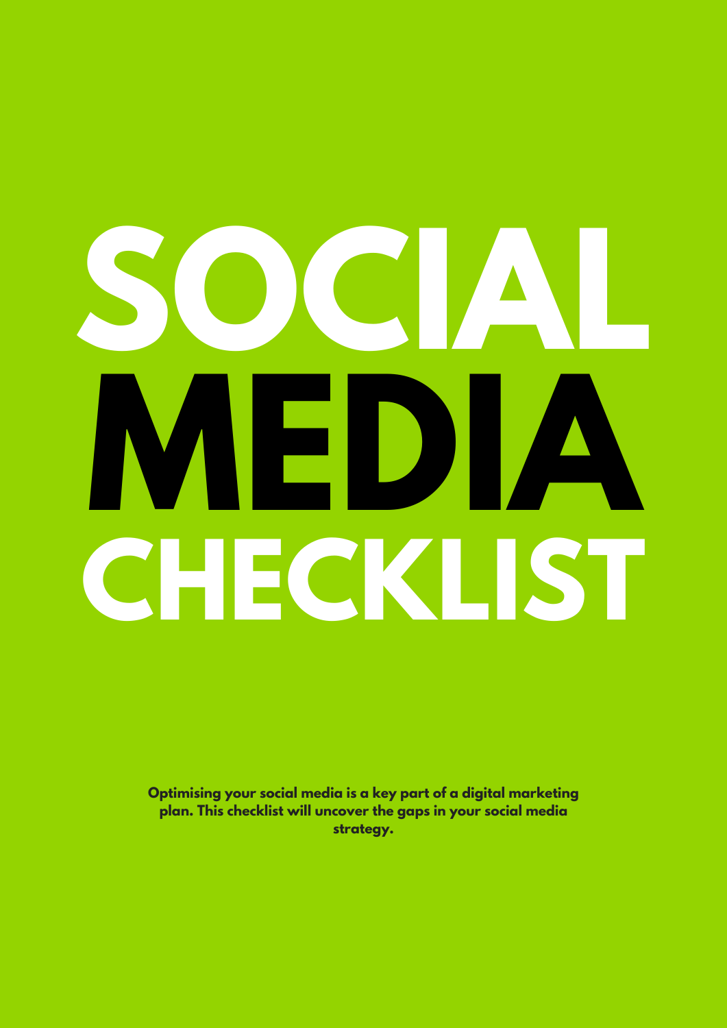# SOCIAL MEDIA CHECKLIST

**Optimising your social media is a key part of a digital marketing plan. This checklist will uncover the gaps in your social media strategy.**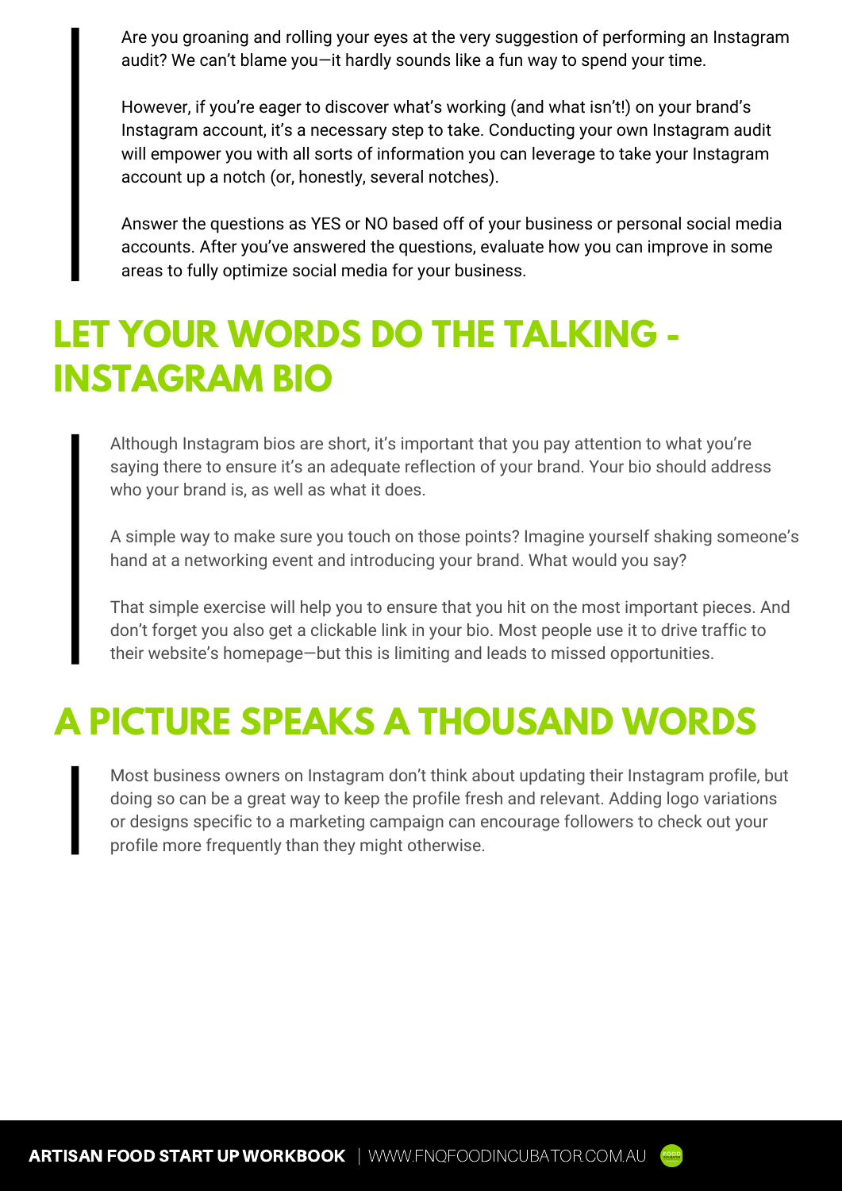Are you groaning and rolling your eyes at the very suggestion of performing an Instagram audit? We can't blame you—it hardly sounds like a fun way to spend your time.

However, if you're eager to discover what's working (and what isn't!) on your brand's Instagram account, it's a necessary step to take. Conducting your own Instagram audit will empower you with all sorts of information you can leverage to take your Instagram account up a notch (or, honestly, several notches).

Answer the questions as YES or NO based off of your business or personal social media accounts. After you've answered the questions, evaluate how you can improve in some areas to fully optimize social media for your business.

## LET YOUR WORDS DO THE TALKING - INSTAGRAM BIO

Although Instagram bios are short, it's important that you pay attention to what you're saying there to ensure it's an adequate reflection of your brand. Your bio should address who your brand is, as well as what it does.

A simple way to make sure you touch on those points? Imagine yourself shaking someone's hand at a networking event and introducing your brand. What would you say?

That simple exercise will help you to ensure that you hit on the most important pieces. And don't forget you also get a clickable link in your bio. Most people use it to drive traffic to their website's homepage—but this is limiting and leads to missed opportunities.

## A PICTURE SPEAKS A THOUSAND WORDS

Most business owners on Instagram don't think about updating their Instagram profile, but doing so can be a great way to keep the profile fresh and relevant. Adding logo variations or designs specific to a marketing campaign can encourage followers to check out your profile more frequently than they might otherwise.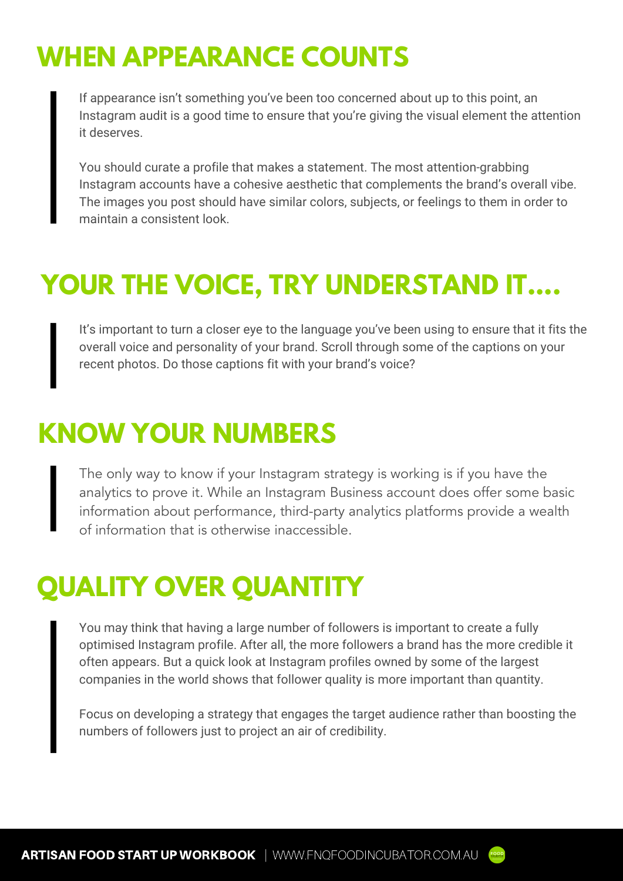## WHEN APPEARANCE COUNTS

If appearance isn't something you've been too concerned about up to this point, an Instagram audit is a good time to ensure that you're giving the visual element the attention it deserves.

You should curate a profile that makes a statement. The most attention-grabbing Instagram accounts have a cohesive aesthetic that complements the brand's overall vibe. The images you post should have similar colors, subjects, or feelings to them in order to maintain a consistent look.

## YOUR THE VOICE, TRY UNDERSTAND IT....

It's important to turn a closer eye to the language you've been using to ensure that it fits the overall voice and personality of your brand. Scroll through some of the captions on your recent photos. Do those captions fit with your brand's voice?

## KNOW YOUR NUMBERS

The only way to know if your Instagram strategy is working is if you have the analytics to prove it. While an Instagram Business account does offer some basic information about performance, third-party analytics platforms provide a wealth of information that is otherwise inaccessible.

## QUALITY OVER QUANTITY

You may think that having a large number of followers is important to create a fully optimised Instagram profile. After all, the more followers a brand has the more credible it often appears. But a quick look at Instagram profiles owned by some of the largest companies in the world shows that follower quality is more important than quantity.

Focus on developing a strategy that engages the target audience rather than boosting the numbers of followers just to project an air of credibility.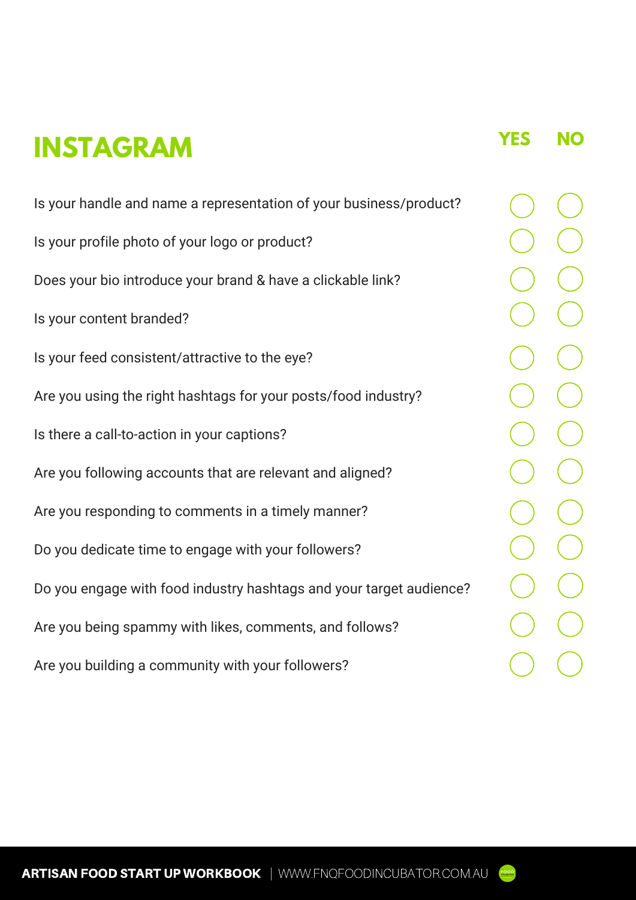# INSTAGRAM

| Question | YES | NO |
| --- | --- | --- |
| Is your handle and name a representation of your business/product? | ○ | ○ |
| Is your profile photo of your logo or product? | ○ | ○ |
| Does your bio introduce your brand & have a clickable link? | ○ | ○ |
| Is your content branded? | ○ | ○ |
| Is your feed consistent/attractive to the eye? | ○ | ○ |
| Are you using the right hashtags for your posts/food industry? | ○ | ○ |
| Is there a call-to-action in your captions? | ○ | ○ |
| Are you following accounts that are relevant and aligned? | ○ | ○ |
| Are you responding to comments in a timely manner? | ○ | ○ |
| Do you dedicate time to engage with your followers? | ○ | ○ |
| Do you engage with food industry hashtags and your target audience? | ○ | ○ |
| Are you being spammy with likes, comments, and follows? | ○ | ○ |
| Are you building a community with your followers? | ○ | ○ |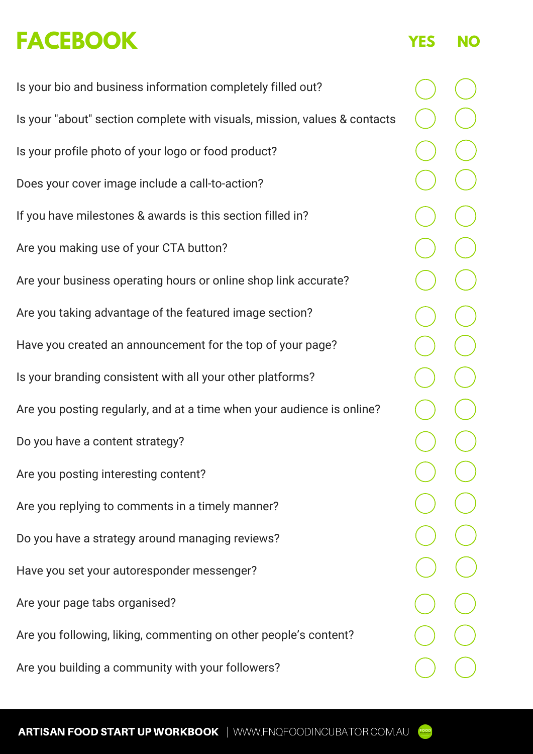# FACEBOOK

| | YES | NO |
|---|---|---|
| Is your bio and business information completely filled out? | | |
| Is your "about" section complete with visuals, mission, values & contacts | | |
| Is your profile photo of your logo or food product? | | |
| Does your cover image include a call-to-action? | | |
| If you have milestones & awards is this section filled in? | | |
| Are you making use of your CTA button? | | |
| Are your business operating hours or online shop link accurate? | | |
| Are you taking advantage of the featured image section? | | |
| Have you created an announcement for the top of your page? | | |
| Is your branding consistent with all your other platforms? | | |
| Are you posting regularly, and at a time when your audience is online? | | |
| Do you have a content strategy? | | |
| Are you posting interesting content? | | |
| Are you replying to comments in a timely manner? | | |
| Do you have a strategy around managing reviews? | | |
| Have you set your autoresponder messenger? | | |
| Are your page tabs organised? | | |
| Are you following, liking, commenting on other people's content? | | |
| Are you building a community with your followers? | | |